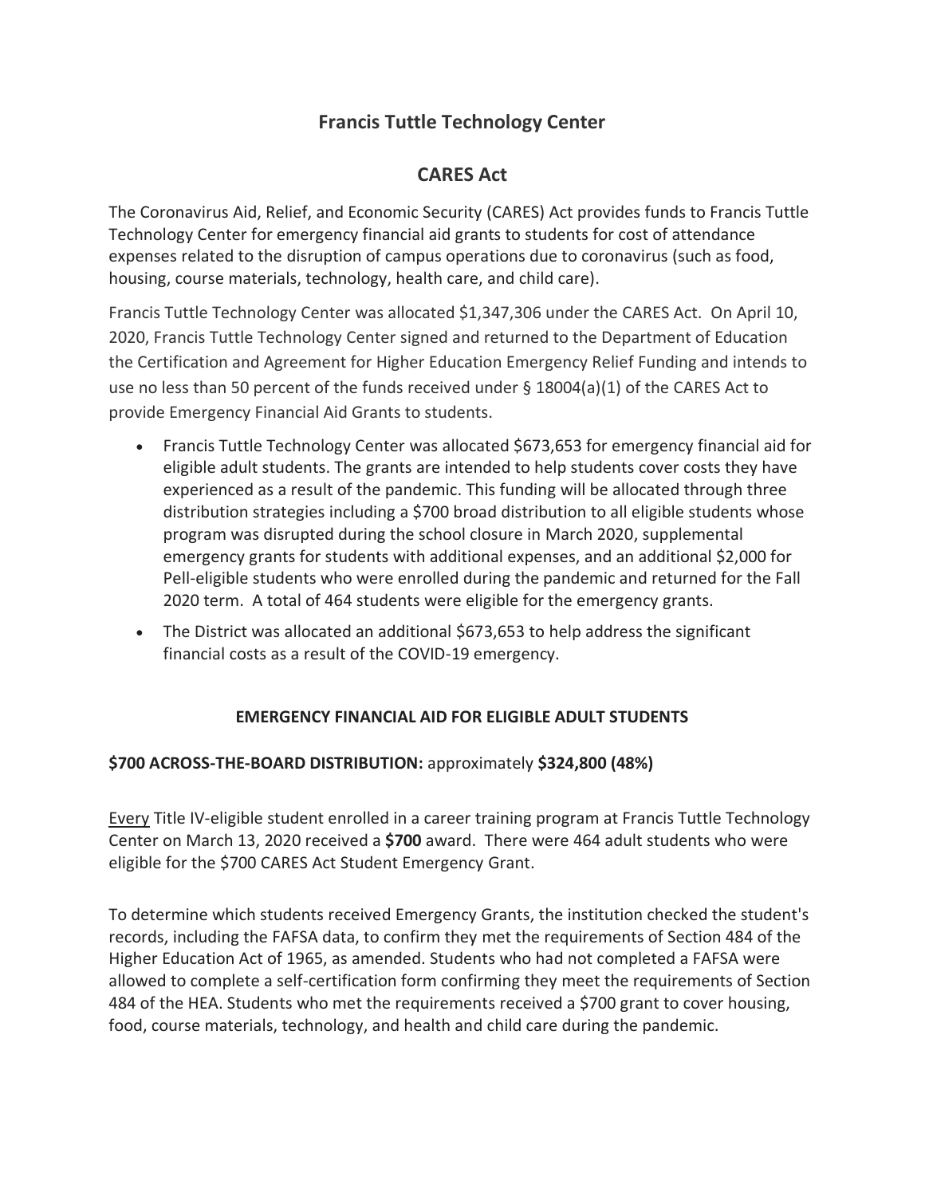# Francis Tuttle Technology Center

## CARES Act

The Coronavirus Aid, Relief, and Economic Security (CARES) Act provides funds to Francis Tuttle Technology Center for emergency financial aid grants to students for cost of attendance expenses related to the disruption of campus operations due to coronavirus (such as food, housing, course materials, technology, health care, and child care).

Francis Tuttle Technology Center was allocated $1,347,306 under the CARES Act. On April 10, 2020, Francis Tuttle Technology Center signed and returned to the Department of Education the Certification and Agreement for Higher Education Emergency Relief Funding and intends to use no less than 50 percent of the funds received under § 18004(a)(1) of the CARES Act to provide Emergency Financial Aid Grants to students.

- Francis Tuttle Technology Center was allocated $673,653 for emergency financial aid for eligible adult students. The grants are intended to help students cover costs they have experienced as a result of the pandemic. This funding will be allocated through three distribution strategies including a $700 broad distribution to all eligible students whose program was disrupted during the school closure in March 2020, supplemental emergency grants for students with additional expenses, and an additional $2,000 for Pell-eligible students who were enrolled during the pandemic and returned for the Fall 2020 term. A total of 464 students were eligible for the emergency grants.
- The District was allocated an additional $673,653 to help address the significant financial costs as a result of the COVID-19 emergency.

### EMERGENCY FINANCIAL AID FOR ELIGIBLE ADULT STUDENTS

**$700 ACROSS-THE-BOARD DISTRIBUTION:** approximately **$324,800 (48%)**

Every Title IV-eligible student enrolled in a career training program at Francis Tuttle Technology Center on March 13, 2020 received a **$700** award. There were 464 adult students who were eligible for the $700 CARES Act Student Emergency Grant.

To determine which students received Emergency Grants, the institution checked the student's records, including the FAFSA data, to confirm they met the requirements of Section 484 of the Higher Education Act of 1965, as amended. Students who had not completed a FAFSA were allowed to complete a self-certification form confirming they meet the requirements of Section 484 of the HEA. Students who met the requirements received a $700 grant to cover housing, food, course materials, technology, and health and child care during the pandemic.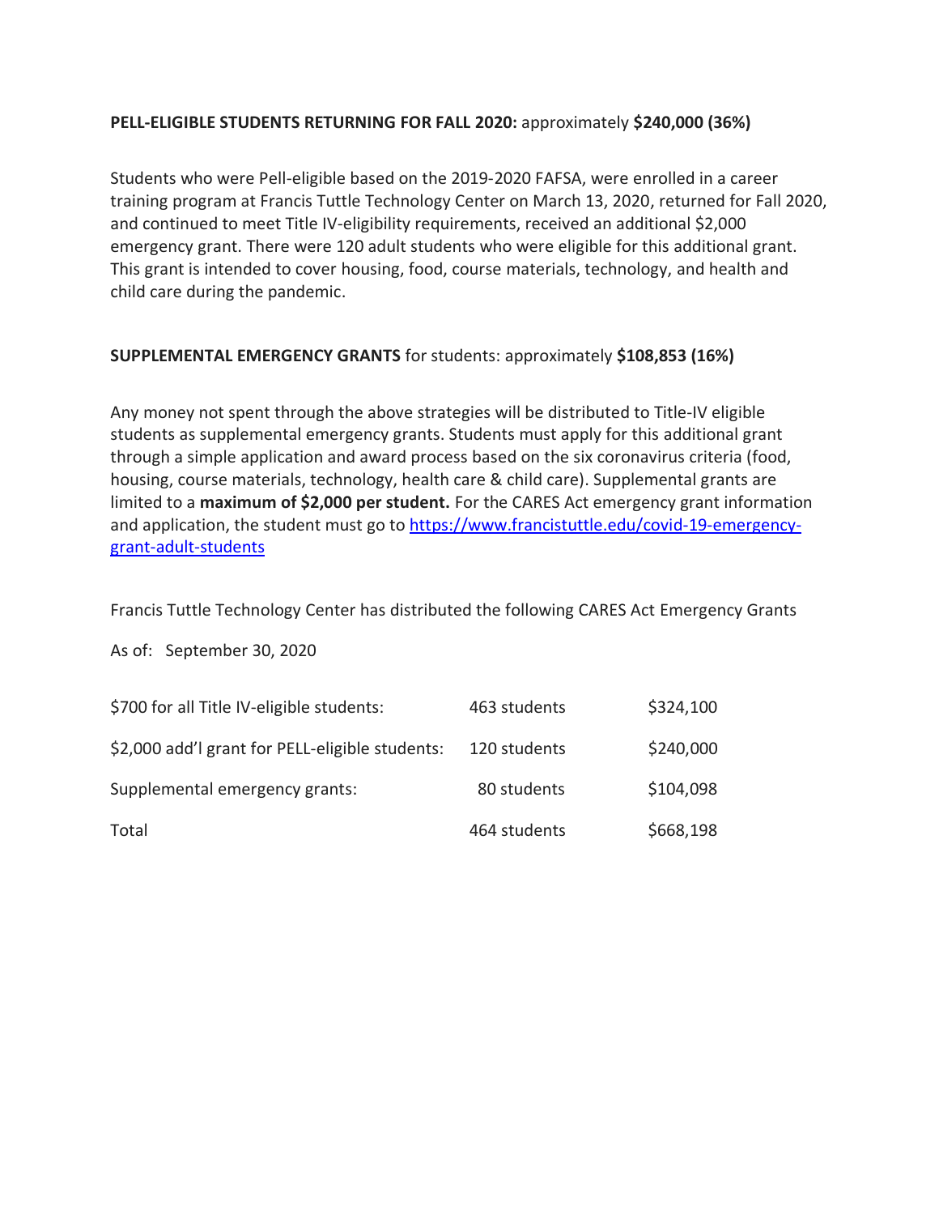**PELL-ELIGIBLE STUDENTS RETURNING FOR FALL 2020:** approximately **$240,000 (36%)**

Students who were Pell-eligible based on the 2019-2020 FAFSA, were enrolled in a career training program at Francis Tuttle Technology Center on March 13, 2020, returned for Fall 2020, and continued to meet Title IV-eligibility requirements, received an additional $2,000 emergency grant. There were 120 adult students who were eligible for this additional grant. This grant is intended to cover housing, food, course materials, technology, and health and child care during the pandemic.

**SUPPLEMENTAL EMERGENCY GRANTS** for students: approximately **$108,853 (16%)**

Any money not spent through the above strategies will be distributed to Title-IV eligible students as supplemental emergency grants. Students must apply for this additional grant through a simple application and award process based on the six coronavirus criteria (food, housing, course materials, technology, health care & child care). Supplemental grants are limited to a **maximum of $2,000 per student.** For the CARES Act emergency grant information and application, the student must go to [https://www.francistuttle.edu/covid-19-emergency-grant-adult-students](https://www.francistuttle.edu/covid-19-emergency-grant-adult-students)

Francis Tuttle Technology Center has distributed the following CARES Act Emergency Grants

As of: September 30, 2020

| | | |
|---|---|---|
| $700 for all Title IV-eligible students: | 463 students | $324,100 |
| $2,000 add'l grant for PELL-eligible students: | 120 students | $240,000 |
| Supplemental emergency grants: | 80 students | $104,098 |
| Total | 464 students | $668,198 |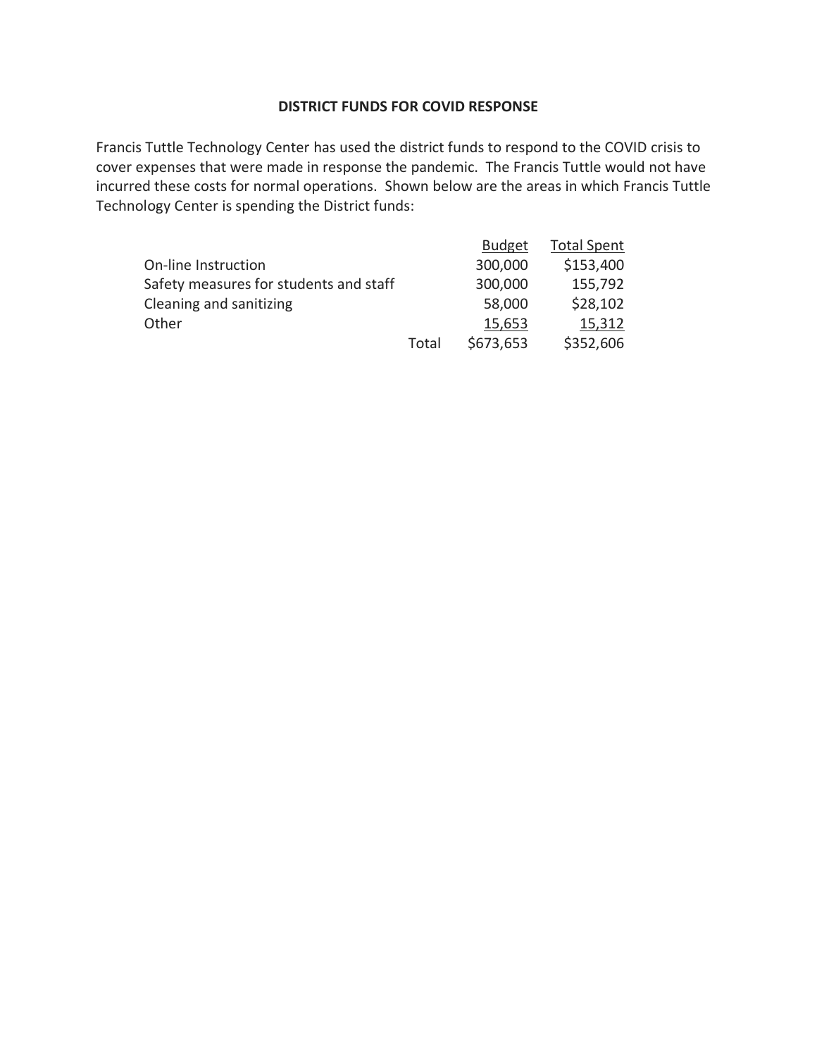**DISTRICT FUNDS FOR COVID RESPONSE**

Francis Tuttle Technology Center has used the district funds to respond to the COVID crisis to cover expenses that were made in response the pandemic. The Francis Tuttle would not have incurred these costs for normal operations. Shown below are the areas in which Francis Tuttle Technology Center is spending the District funds:

| | | Budget | Total Spent |
|---|---|---|---|
| On-line Instruction | | 300,000 | $153,400 |
| Safety measures for students and staff | | 300,000 | 155,792 |
| Cleaning and sanitizing | | 58,000 | $28,102 |
| Other | | 15,653 | 15,312 |
| | Total | $673,653 | $352,606 |